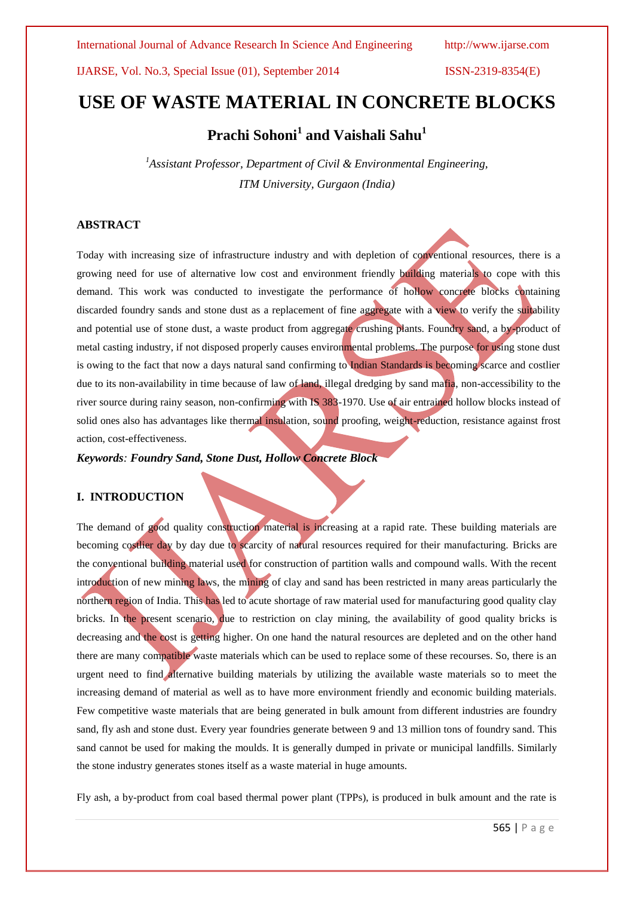# USE OF WASTE MATERIAL IN CONCRETE BLOCKS

**Prachi Sohoni[1] and Vaishali Sahu[1]**

*[1]Assistant Professor, Department of Civil & Environmental Engineering, ITM University, Gurgaon (India)*

## ABSTRACT

Today with increasing size of infrastructure industry and with depletion of conventional resources, there is a growing need for use of alternative low cost and environment friendly building materials to cope with this demand. This work was conducted to investigate the performance of hollow concrete blocks containing discarded foundry sands and stone dust as a replacement of fine aggregate with a view to verify the suitability and potential use of stone dust, a waste product from aggregate crushing plants. Foundry sand, a by-product of metal casting industry, if not disposed properly causes environmental problems. The purpose for using stone dust is owing to the fact that now a days natural sand confirming to Indian Standards is becoming scarce and costlier due to its non-availability in time because of law of land, illegal dredging by sand mafia, non-accessibility to the river source during rainy season, non-confirming with IS 383-1970. Use of air entrained hollow blocks instead of solid ones also has advantages like thermal insulation, sound proofing, weight-reduction, resistance against frost action, cost-effectiveness.

***Keywords: Foundry Sand, Stone Dust, Hollow Concrete Block***

## I. INTRODUCTION

The demand of good quality construction material is increasing at a rapid rate. These building materials are becoming costlier day by day due to scarcity of natural resources required for their manufacturing. Bricks are the conventional building material used for construction of partition walls and compound walls. With the recent introduction of new mining laws, the mining of clay and sand has been restricted in many areas particularly the northern region of India. This has led to acute shortage of raw material used for manufacturing good quality clay bricks. In the present scenario, due to restriction on clay mining, the availability of good quality bricks is decreasing and the cost is getting higher. On one hand the natural resources are depleted and on the other hand there are many compatible waste materials which can be used to replace some of these recourses. So, there is an urgent need to find alternative building materials by utilizing the available waste materials so to meet the increasing demand of material as well as to have more environment friendly and economic building materials. Few competitive waste materials that are being generated in bulk amount from different industries are foundry sand, fly ash and stone dust. Every year foundries generate between 9 and 13 million tons of foundry sand. This sand cannot be used for making the moulds. It is generally dumped in private or municipal landfills. Similarly the stone industry generates stones itself as a waste material in huge amounts.

Fly ash, a by-product from coal based thermal power plant (TPPs), is produced in bulk amount and the rate is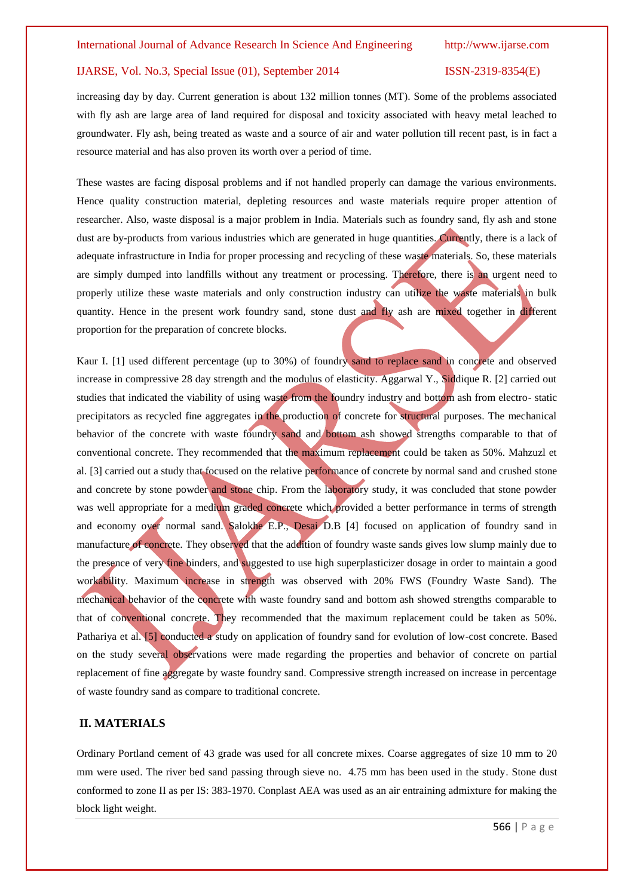increasing day by day. Current generation is about 132 million tonnes (MT). Some of the problems associated with fly ash are large area of land required for disposal and toxicity associated with heavy metal leached to groundwater. Fly ash, being treated as waste and a source of air and water pollution till recent past, is in fact a resource material and has also proven its worth over a period of time.

These wastes are facing disposal problems and if not handled properly can damage the various environments. Hence quality construction material, depleting resources and waste materials require proper attention of researcher. Also, waste disposal is a major problem in India. Materials such as foundry sand, fly ash and stone dust are by-products from various industries which are generated in huge quantities. Currently, there is a lack of adequate infrastructure in India for proper processing and recycling of these waste materials. So, these materials are simply dumped into landfills without any treatment or processing. Therefore, there is an urgent need to properly utilize these waste materials and only construction industry can utilize the waste materials in bulk quantity. Hence in the present work foundry sand, stone dust and fly ash are mixed together in different proportion for the preparation of concrete blocks.

Kaur I. [1] used different percentage (up to 30%) of foundry sand to replace sand in concrete and observed increase in compressive 28 day strength and the modulus of elasticity. Aggarwal Y., Siddique R. [2] carried out studies that indicated the viability of using waste from the foundry industry and bottom ash from electro- static precipitators as recycled fine aggregates in the production of concrete for structural purposes. The mechanical behavior of the concrete with waste foundry sand and bottom ash showed strengths comparable to that of conventional concrete. They recommended that the maximum replacement could be taken as 50%. Mahzuzl et al. [3] carried out a study that focused on the relative performance of concrete by normal sand and crushed stone and concrete by stone powder and stone chip. From the laboratory study, it was concluded that stone powder was well appropriate for a medium graded concrete which provided a better performance in terms of strength and economy over normal sand. Salokhe E.P., Desai D.B [4] focused on application of foundry sand in manufacture of concrete. They observed that the addition of foundry waste sands gives low slump mainly due to the presence of very fine binders, and suggested to use high superplasticizer dosage in order to maintain a good workability. Maximum increase in strength was observed with 20% FWS (Foundry Waste Sand). The mechanical behavior of the concrete with waste foundry sand and bottom ash showed strengths comparable to that of conventional concrete. They recommended that the maximum replacement could be taken as 50%. Pathariya et al. [5] conducted a study on application of foundry sand for evolution of low-cost concrete. Based on the study several observations were made regarding the properties and behavior of concrete on partial replacement of fine aggregate by waste foundry sand. Compressive strength increased on increase in percentage of waste foundry sand as compare to traditional concrete.

## II. MATERIALS

Ordinary Portland cement of 43 grade was used for all concrete mixes. Coarse aggregates of size 10 mm to 20 mm were used. The river bed sand passing through sieve no. 4.75 mm has been used in the study. Stone dust conformed to zone II as per IS: 383-1970. Conplast AEA was used as an air entraining admixture for making the block light weight.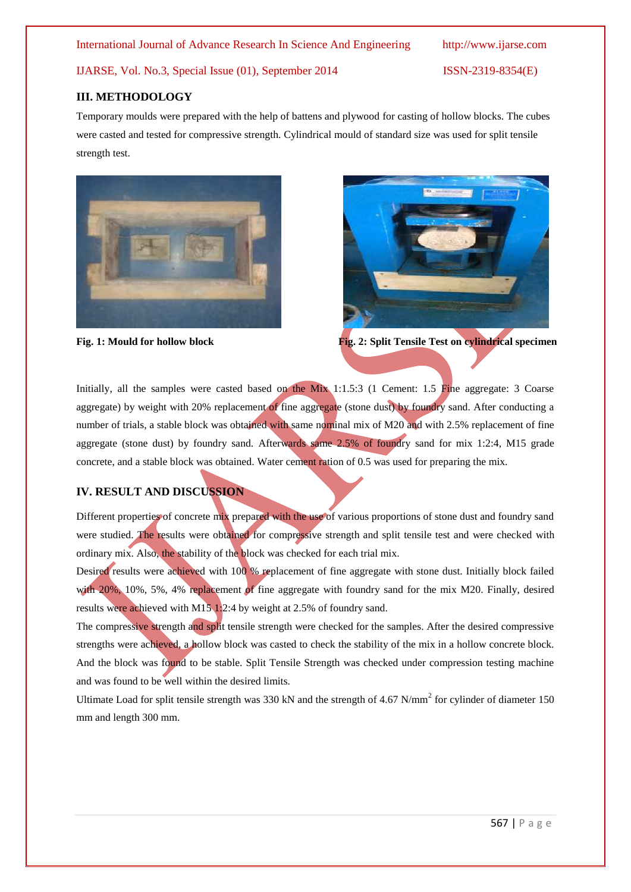## III. METHODOLOGY

Temporary moulds were prepared with the help of battens and plywood for casting of hollow blocks. The cubes were casted and tested for compressive strength. Cylindrical mould of standard size was used for split tensile strength test.

**Fig. 1: Mould for hollow block**

**Fig. 2: Split Tensile Test on cylindrical specimen**

Initially, all the samples were casted based on the Mix 1:1.5:3 (1 Cement: 1.5 Fine aggregate: 3 Coarse aggregate) by weight with 20% replacement of fine aggregate (stone dust) by foundry sand. After conducting a number of trials, a stable block was obtained with same nominal mix of M20 and with 2.5% replacement of fine aggregate (stone dust) by foundry sand. Afterwards same 2.5% of foundry sand for mix 1:2:4, M15 grade concrete, and a stable block was obtained. Water cement ration of 0.5 was used for preparing the mix.

## IV. RESULT AND DISCUSSION

Different properties of concrete mix prepared with the use of various proportions of stone dust and foundry sand were studied. The results were obtained for compressive strength and split tensile test and were checked with ordinary mix. Also, the stability of the block was checked for each trial mix.

Desired results were achieved with 100 % replacement of fine aggregate with stone dust. Initially block failed with 20%, 10%, 5%, 4% replacement of fine aggregate with foundry sand for the mix M20. Finally, desired results were achieved with M15 1:2:4 by weight at 2.5% of foundry sand.

The compressive strength and split tensile strength were checked for the samples. After the desired compressive strengths were achieved, a hollow block was casted to check the stability of the mix in a hollow concrete block. And the block was found to be stable. Split Tensile Strength was checked under compression testing machine and was found to be well within the desired limits.

Ultimate Load for split tensile strength was 330 kN and the strength of 4.67 N/mm$^2$ for cylinder of diameter 150 mm and length 300 mm.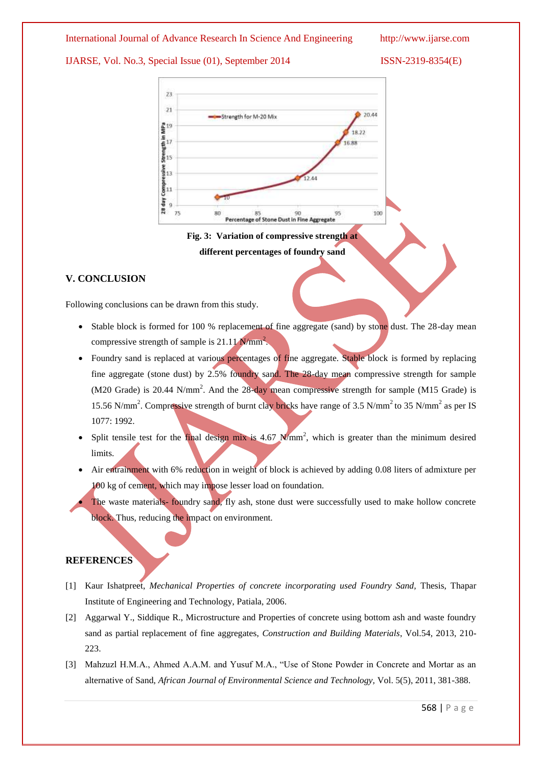Fig. 3: Variation of compressive strength at different percentages of foundry sand

## V. CONCLUSION

Following conclusions can be drawn from this study.

- Stable block is formed for 100 % replacement of fine aggregate (sand) by stone dust. The 28-day mean compressive strength of sample is 21.11 $N/mm^2$.
- Foundry sand is replaced at various percentages of fine aggregate. Stable block is formed by replacing fine aggregate (stone dust) by 2.5% foundry sand. The 28-day mean compressive strength for sample (M20 Grade) is 20.44 $N/mm^2$. And the 28-day mean compressive strength for sample (M15 Grade) is 15.56 $N/mm^2$. Compressive strength of burnt clay bricks have range of 3.5 $N/mm^2$ to 35 $N/mm^2$ as per IS 1077: 1992.
- Split tensile test for the final design mix is 4.67 $N/mm^2$, which is greater than the minimum desired limits.
- Air entrainment with 6% reduction in weight of block is achieved by adding 0.08 liters of admixture per 100 kg of cement, which may impose lesser load on foundation.
- The waste materials- foundry sand, fly ash, stone dust were successfully used to make hollow concrete block. Thus, reducing the impact on environment.

## REFERENCES

[1] Kaur Ishatpreet, *Mechanical Properties of concrete incorporating used Foundry Sand,* Thesis, Thapar Institute of Engineering and Technology, Patiala, 2006.

[2] Aggarwal Y., Siddique R., Microstructure and Properties of concrete using bottom ash and waste foundry sand as partial replacement of fine aggregates, *Construction and Building Materials*, Vol.54, 2013, 210-223.

[3] Mahzuzl H.M.A., Ahmed A.A.M. and Yusuf M.A., "Use of Stone Powder in Concrete and Mortar as an alternative of Sand, *African Journal of Environmental Science and Technology,* Vol. 5(5), 2011, 381-388.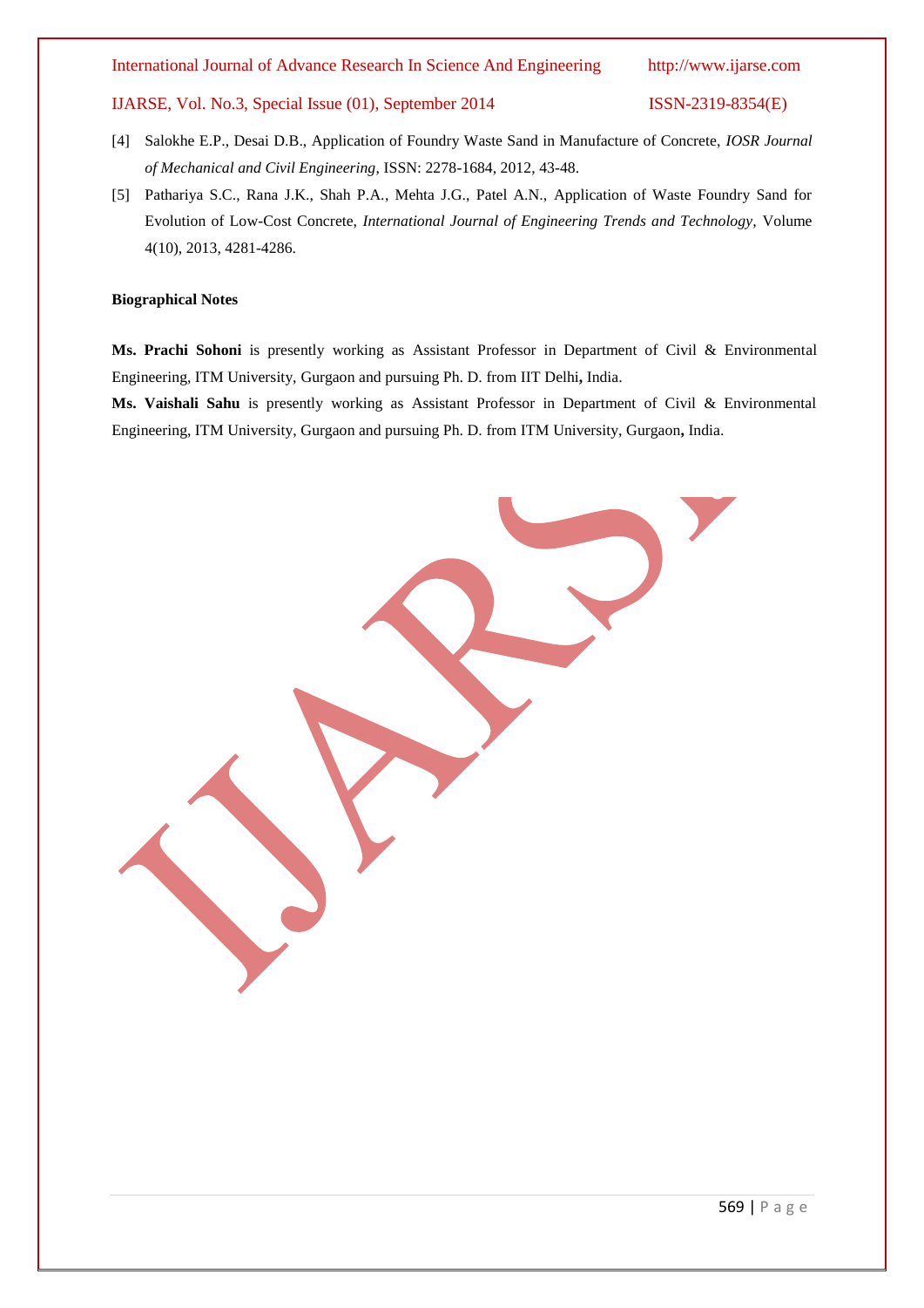[4] Salokhe E.P., Desai D.B., Application of Foundry Waste Sand in Manufacture of Concrete, *IOSR Journal of Mechanical and Civil Engineering,* ISSN: 2278-1684, 2012, 43-48.

[5] Pathariya S.C., Rana J.K., Shah P.A., Mehta J.G., Patel A.N., Application of Waste Foundry Sand for Evolution of Low-Cost Concrete, *International Journal of Engineering Trends and Technology,* Volume 4(10), 2013, 4281-4286.

**Biographical Notes**

**Ms. Prachi Sohoni** is presently working as Assistant Professor in Department of Civil & Environmental Engineering, ITM University, Gurgaon and pursuing Ph. D. from IIT Delhi**,** India.

**Ms. Vaishali Sahu** is presently working as Assistant Professor in Department of Civil & Environmental Engineering, ITM University, Gurgaon and pursuing Ph. D. from ITM University, Gurgaon**,** India.